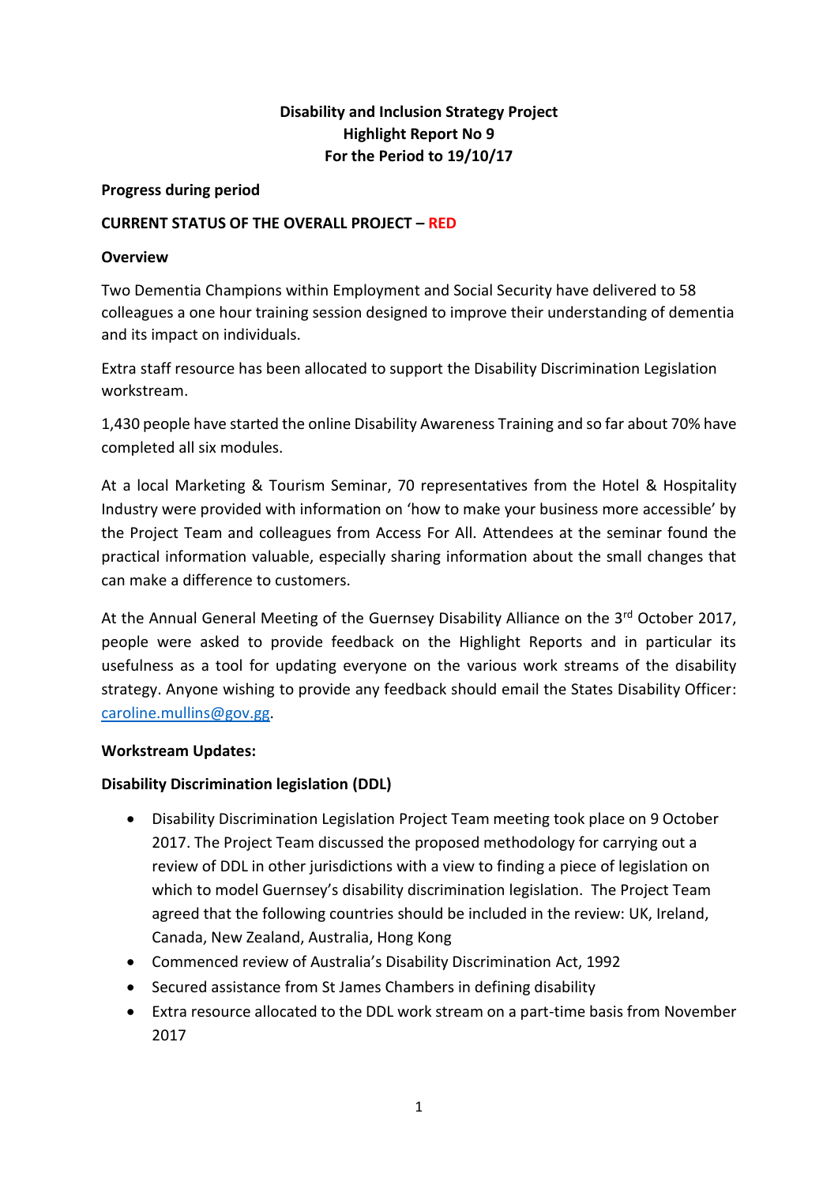# Disability and Inclusion Strategy Project
## Highlight Report No 9
## For the Period to 19/10/17

**Progress during period**

**CURRENT STATUS OF THE OVERALL PROJECT – RED**

**Overview**

Two Dementia Champions within Employment and Social Security have delivered to 58 colleagues a one hour training session designed to improve their understanding of dementia and its impact on individuals.

Extra staff resource has been allocated to support the Disability Discrimination Legislation workstream.

1,430 people have started the online Disability Awareness Training and so far about 70% have completed all six modules.

At a local Marketing & Tourism Seminar, 70 representatives from the Hotel & Hospitality Industry were provided with information on 'how to make your business more accessible' by the Project Team and colleagues from Access For All. Attendees at the seminar found the practical information valuable, especially sharing information about the small changes that can make a difference to customers.

At the Annual General Meeting of the Guernsey Disability Alliance on the 3rd October 2017, people were asked to provide feedback on the Highlight Reports and in particular its usefulness as a tool for updating everyone on the various work streams of the disability strategy. Anyone wishing to provide any feedback should email the States Disability Officer: caroline.mullins@gov.gg.

**Workstream Updates:**

**Disability Discrimination legislation (DDL)**

- Disability Discrimination Legislation Project Team meeting took place on 9 October 2017. The Project Team discussed the proposed methodology for carrying out a review of DDL in other jurisdictions with a view to finding a piece of legislation on which to model Guernsey's disability discrimination legislation. The Project Team agreed that the following countries should be included in the review: UK, Ireland, Canada, New Zealand, Australia, Hong Kong
- Commenced review of Australia's Disability Discrimination Act, 1992
- Secured assistance from St James Chambers in defining disability
- Extra resource allocated to the DDL work stream on a part-time basis from November 2017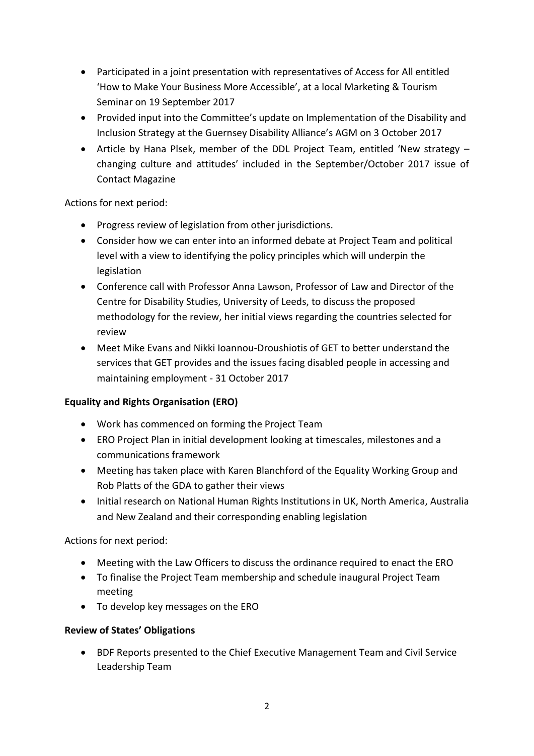- Participated in a joint presentation with representatives of Access for All entitled 'How to Make Your Business More Accessible', at a local Marketing & Tourism Seminar on 19 September 2017
- Provided input into the Committee's update on Implementation of the Disability and Inclusion Strategy at the Guernsey Disability Alliance's AGM on 3 October 2017
- Article by Hana Plsek, member of the DDL Project Team, entitled 'New strategy – changing culture and attitudes' included in the September/October 2017 issue of Contact Magazine

Actions for next period:

- Progress review of legislation from other jurisdictions.
- Consider how we can enter into an informed debate at Project Team and political level with a view to identifying the policy principles which will underpin the legislation
- Conference call with Professor Anna Lawson, Professor of Law and Director of the Centre for Disability Studies, University of Leeds, to discuss the proposed methodology for the review, her initial views regarding the countries selected for review
- Meet Mike Evans and Nikki Ioannou-Droushiotis of GET to better understand the services that GET provides and the issues facing disabled people in accessing and maintaining employment - 31 October 2017

**Equality and Rights Organisation (ERO)**

- Work has commenced on forming the Project Team
- ERO Project Plan in initial development looking at timescales, milestones and a communications framework
- Meeting has taken place with Karen Blanchford of the Equality Working Group and Rob Platts of the GDA to gather their views
- Initial research on National Human Rights Institutions in UK, North America, Australia and New Zealand and their corresponding enabling legislation

Actions for next period:

- Meeting with the Law Officers to discuss the ordinance required to enact the ERO
- To finalise the Project Team membership and schedule inaugural Project Team meeting
- To develop key messages on the ERO

**Review of States' Obligations**

- BDF Reports presented to the Chief Executive Management Team and Civil Service Leadership Team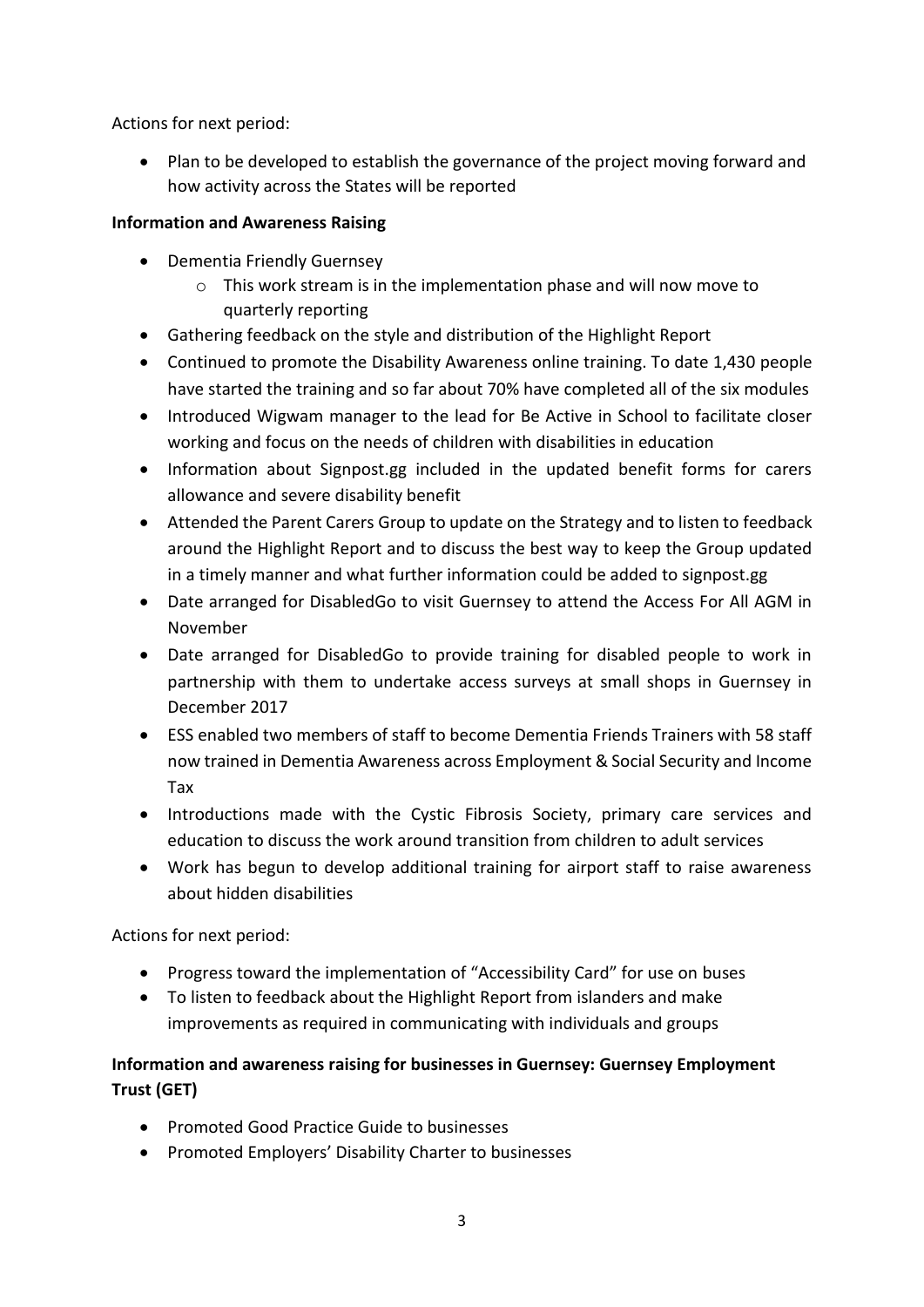Actions for next period:

- Plan to be developed to establish the governance of the project moving forward and how activity across the States will be reported

**Information and Awareness Raising**

- Dementia Friendly Guernsey
  - This work stream is in the implementation phase and will now move to quarterly reporting
- Gathering feedback on the style and distribution of the Highlight Report
- Continued to promote the Disability Awareness online training. To date 1,430 people have started the training and so far about 70% have completed all of the six modules
- Introduced Wigwam manager to the lead for Be Active in School to facilitate closer working and focus on the needs of children with disabilities in education
- Information about Signpost.gg included in the updated benefit forms for carers allowance and severe disability benefit
- Attended the Parent Carers Group to update on the Strategy and to listen to feedback around the Highlight Report and to discuss the best way to keep the Group updated in a timely manner and what further information could be added to signpost.gg
- Date arranged for DisabledGo to visit Guernsey to attend the Access For All AGM in November
- Date arranged for DisabledGo to provide training for disabled people to work in partnership with them to undertake access surveys at small shops in Guernsey in December 2017
- ESS enabled two members of staff to become Dementia Friends Trainers with 58 staff now trained in Dementia Awareness across Employment & Social Security and Income Tax
- Introductions made with the Cystic Fibrosis Society, primary care services and education to discuss the work around transition from children to adult services
- Work has begun to develop additional training for airport staff to raise awareness about hidden disabilities

Actions for next period:

- Progress toward the implementation of "Accessibility Card" for use on buses
- To listen to feedback about the Highlight Report from islanders and make improvements as required in communicating with individuals and groups

**Information and awareness raising for businesses in Guernsey: Guernsey Employment Trust (GET)**

- Promoted Good Practice Guide to businesses
- Promoted Employers' Disability Charter to businesses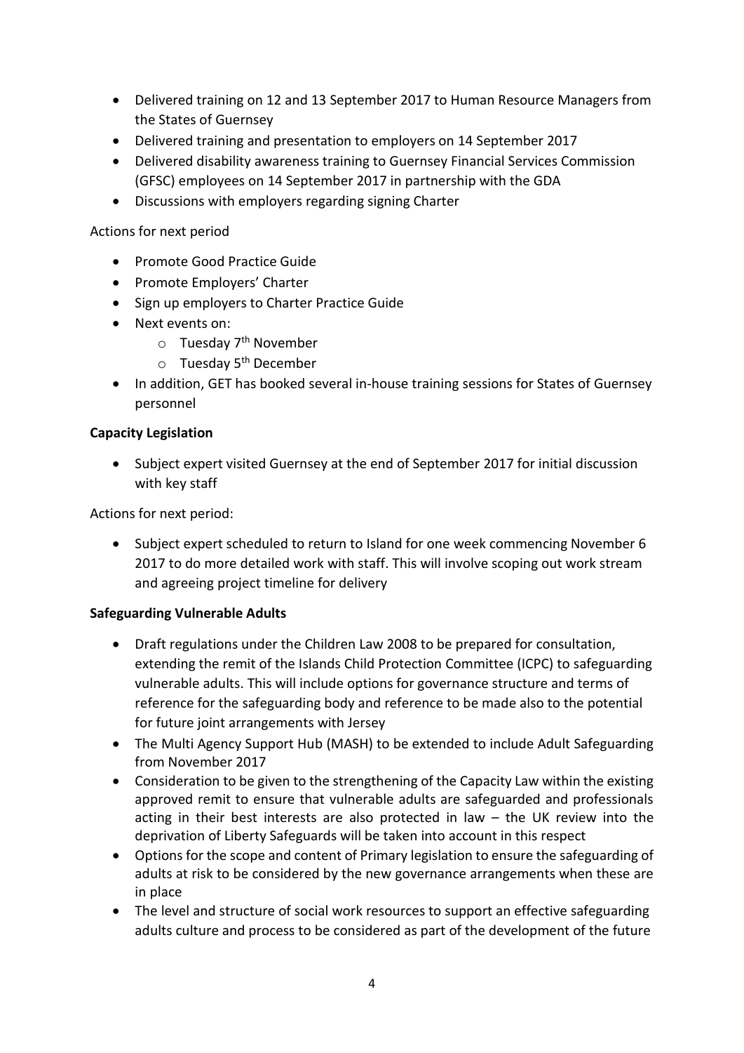- Delivered training on 12 and 13 September 2017 to Human Resource Managers from the States of Guernsey
- Delivered training and presentation to employers on 14 September 2017
- Delivered disability awareness training to Guernsey Financial Services Commission (GFSC) employees on 14 September 2017 in partnership with the GDA
- Discussions with employers regarding signing Charter

Actions for next period

- Promote Good Practice Guide
- Promote Employers' Charter
- Sign up employers to Charter Practice Guide
- Next events on:
    - Tuesday 7th November
    - Tuesday 5th December
- In addition, GET has booked several in-house training sessions for States of Guernsey personnel

**Capacity Legislation**

- Subject expert visited Guernsey at the end of September 2017 for initial discussion with key staff

Actions for next period:

- Subject expert scheduled to return to Island for one week commencing November 6 2017 to do more detailed work with staff. This will involve scoping out work stream and agreeing project timeline for delivery

**Safeguarding Vulnerable Adults**

- Draft regulations under the Children Law 2008 to be prepared for consultation, extending the remit of the Islands Child Protection Committee (ICPC) to safeguarding vulnerable adults. This will include options for governance structure and terms of reference for the safeguarding body and reference to be made also to the potential for future joint arrangements with Jersey
- The Multi Agency Support Hub (MASH) to be extended to include Adult Safeguarding from November 2017
- Consideration to be given to the strengthening of the Capacity Law within the existing approved remit to ensure that vulnerable adults are safeguarded and professionals acting in their best interests are also protected in law – the UK review into the deprivation of Liberty Safeguards will be taken into account in this respect
- Options for the scope and content of Primary legislation to ensure the safeguarding of adults at risk to be considered by the new governance arrangements when these are in place
- The level and structure of social work resources to support an effective safeguarding adults culture and process to be considered as part of the development of the future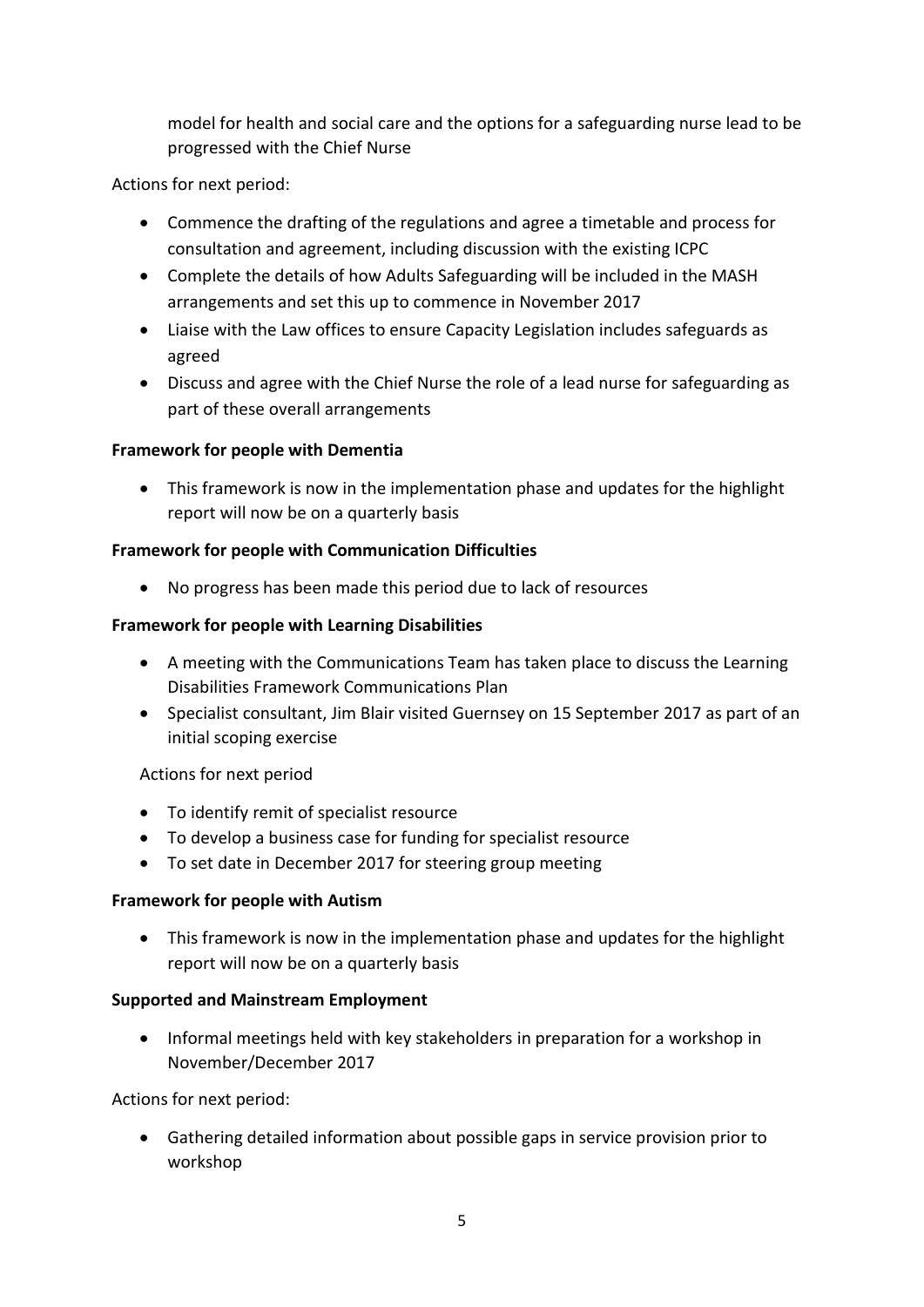model for health and social care and the options for a safeguarding nurse lead to be progressed with the Chief Nurse

Actions for next period:

- Commence the drafting of the regulations and agree a timetable and process for consultation and agreement, including discussion with the existing ICPC
- Complete the details of how Adults Safeguarding will be included in the MASH arrangements and set this up to commence in November 2017
- Liaise with the Law offices to ensure Capacity Legislation includes safeguards as agreed
- Discuss and agree with the Chief Nurse the role of a lead nurse for safeguarding as part of these overall arrangements

**Framework for people with Dementia**

- This framework is now in the implementation phase and updates for the highlight report will now be on a quarterly basis

**Framework for people with Communication Difficulties**

- No progress has been made this period due to lack of resources

**Framework for people with Learning Disabilities**

- A meeting with the Communications Team has taken place to discuss the Learning Disabilities Framework Communications Plan
- Specialist consultant, Jim Blair visited Guernsey on 15 September 2017 as part of an initial scoping exercise

Actions for next period

- To identify remit of specialist resource
- To develop a business case for funding for specialist resource
- To set date in December 2017 for steering group meeting

**Framework for people with Autism**

- This framework is now in the implementation phase and updates for the highlight report will now be on a quarterly basis

**Supported and Mainstream Employment**

- Informal meetings held with key stakeholders in preparation for a workshop in November/December 2017

Actions for next period:

- Gathering detailed information about possible gaps in service provision prior to workshop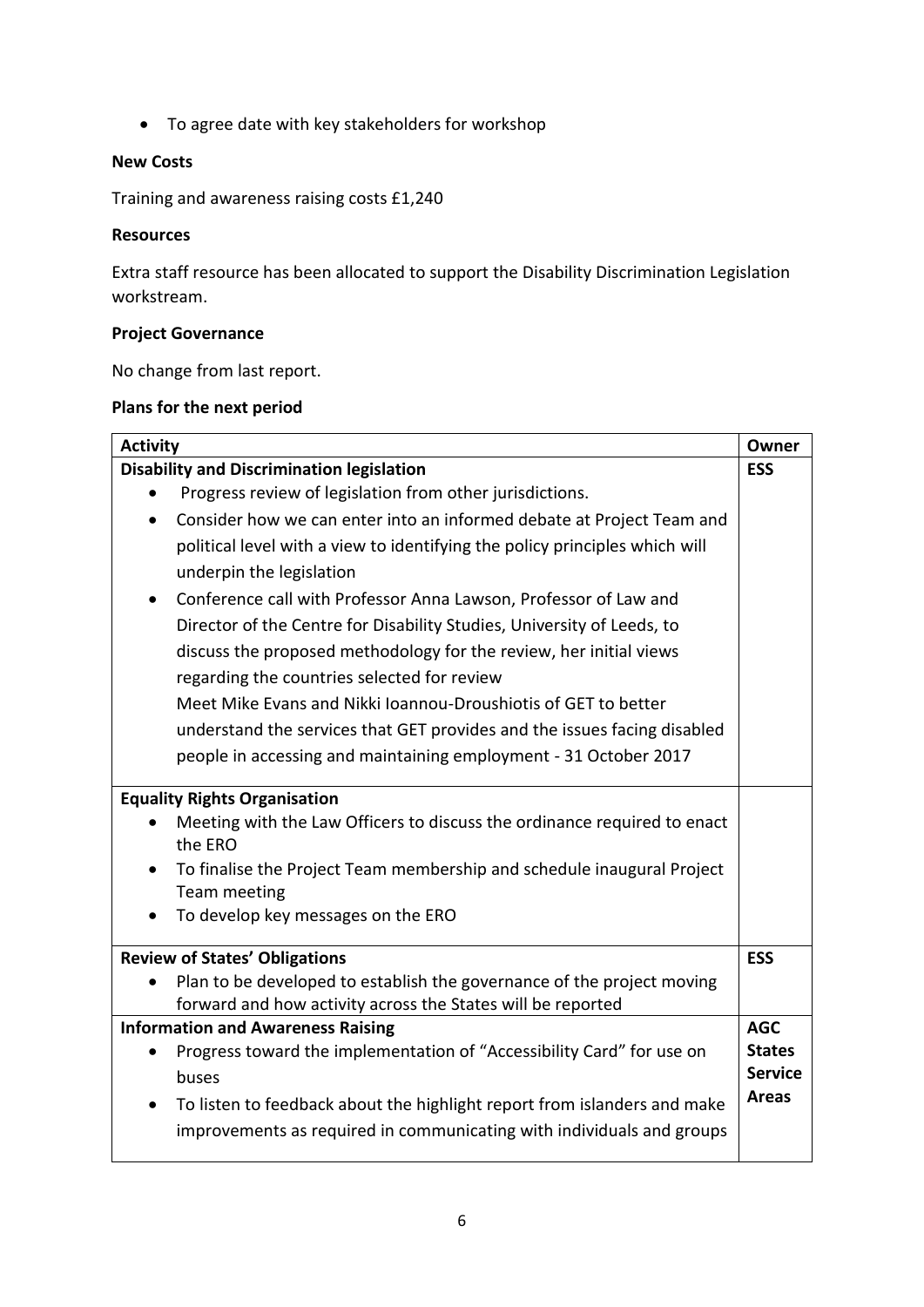- To agree date with key stakeholders for workshop

**New Costs**

Training and awareness raising costs £1,240

**Resources**

Extra staff resource has been allocated to support the Disability Discrimination Legislation workstream.

**Project Governance**

No change from last report.

**Plans for the next period**

| Activity | Owner |
|---|---|
| **Disability and Discrimination legislation**<br>• Progress review of legislation from other jurisdictions.<br>• Consider how we can enter into an informed debate at Project Team and political level with a view to identifying the policy principles which will underpin the legislation<br>• Conference call with Professor Anna Lawson, Professor of Law and Director of the Centre for Disability Studies, University of Leeds, to discuss the proposed methodology for the review, her initial views regarding the countries selected for review<br>Meet Mike Evans and Nikki Ioannou-Droushiotis of GET to better understand the services that GET provides and the issues facing disabled people in accessing and maintaining employment - 31 October 2017 | **ESS** |
| **Equality Rights Organisation**<br>• Meeting with the Law Officers to discuss the ordinance required to enact the ERO<br>• To finalise the Project Team membership and schedule inaugural Project Team meeting<br>• To develop key messages on the ERO | |
| **Review of States' Obligations**<br>• Plan to be developed to establish the governance of the project moving forward and how activity across the States will be reported | **ESS** |
| **Information and Awareness Raising**<br>• Progress toward the implementation of "Accessibility Card" for use on buses<br>• To listen to feedback about the highlight report from islanders and make improvements as required in communicating with individuals and groups | **AGC States Service Areas** |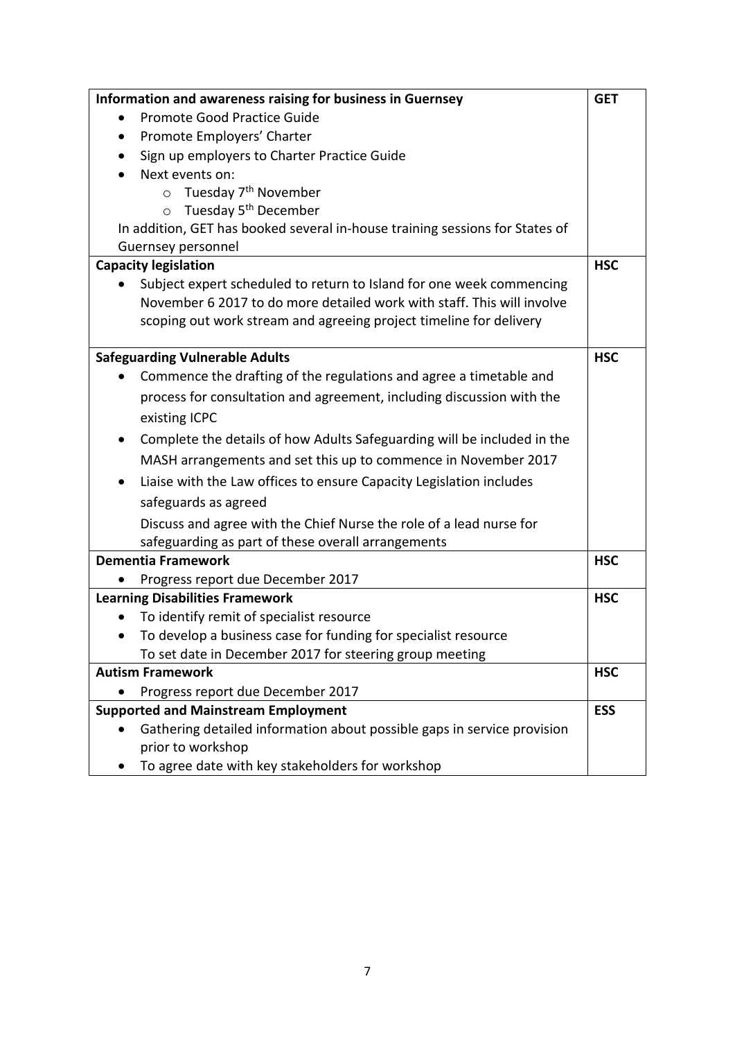| | |
|---|---|
| **Information and awareness raising for business in Guernsey**<br>• Promote Good Practice Guide<br>• Promote Employers' Charter<br>• Sign up employers to Charter Practice Guide<br>• Next events on:<br>  ○ Tuesday 7th November<br>  ○ Tuesday 5th December<br>In addition, GET has booked several in-house training sessions for States of Guernsey personnel | **GET** |
| **Capacity legislation**<br>• Subject expert scheduled to return to Island for one week commencing November 6 2017 to do more detailed work with staff. This will involve scoping out work stream and agreeing project timeline for delivery | **HSC** |
| **Safeguarding Vulnerable Adults**<br>• Commence the drafting of the regulations and agree a timetable and process for consultation and agreement, including discussion with the existing ICPC<br>• Complete the details of how Adults Safeguarding will be included in the MASH arrangements and set this up to commence in November 2017<br>• Liaise with the Law offices to ensure Capacity Legislation includes safeguards as agreed<br>Discuss and agree with the Chief Nurse the role of a lead nurse for safeguarding as part of these overall arrangements | **HSC** |
| **Dementia Framework**<br>• Progress report due December 2017 | **HSC** |
| **Learning Disabilities Framework**<br>• To identify remit of specialist resource<br>• To develop a business case for funding for specialist resource<br>To set date in December 2017 for steering group meeting | **HSC** |
| **Autism Framework**<br>• Progress report due December 2017 | **HSC** |
| **Supported and Mainstream Employment**<br>• Gathering detailed information about possible gaps in service provision prior to workshop<br>• To agree date with key stakeholders for workshop | **ESS** |